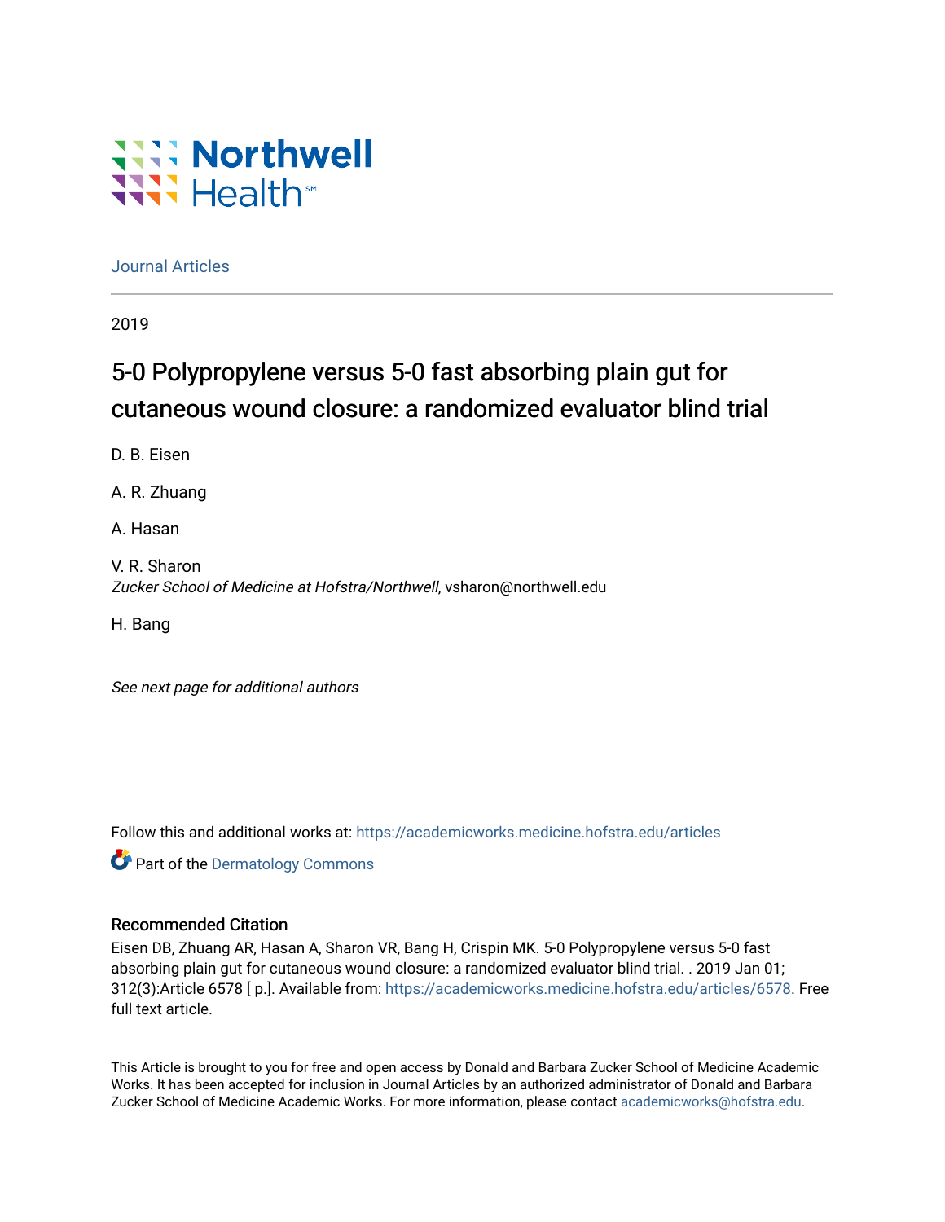Northwell Health

Journal Articles

2019

# 5-0 Polypropylene versus 5-0 fast absorbing plain gut for cutaneous wound closure: a randomized evaluator blind trial

D. B. Eisen

A. R. Zhuang

A. Hasan

V. R. Sharon
*Zucker School of Medicine at Hofstra/Northwell*, vsharon@northwell.edu

H. Bang

*See next page for additional authors*

Follow this and additional works at: https://academicworks.medicine.hofstra.edu/articles

Part of the Dermatology Commons

## Recommended Citation

Eisen DB, Zhuang AR, Hasan A, Sharon VR, Bang H, Crispin MK. 5-0 Polypropylene versus 5-0 fast absorbing plain gut for cutaneous wound closure: a randomized evaluator blind trial. . 2019 Jan 01; 312(3):Article 6578 [ p.]. Available from: https://academicworks.medicine.hofstra.edu/articles/6578. Free full text article.

This Article is brought to you for free and open access by Donald and Barbara Zucker School of Medicine Academic Works. It has been accepted for inclusion in Journal Articles by an authorized administrator of Donald and Barbara Zucker School of Medicine Academic Works. For more information, please contact academicworks@hofstra.edu.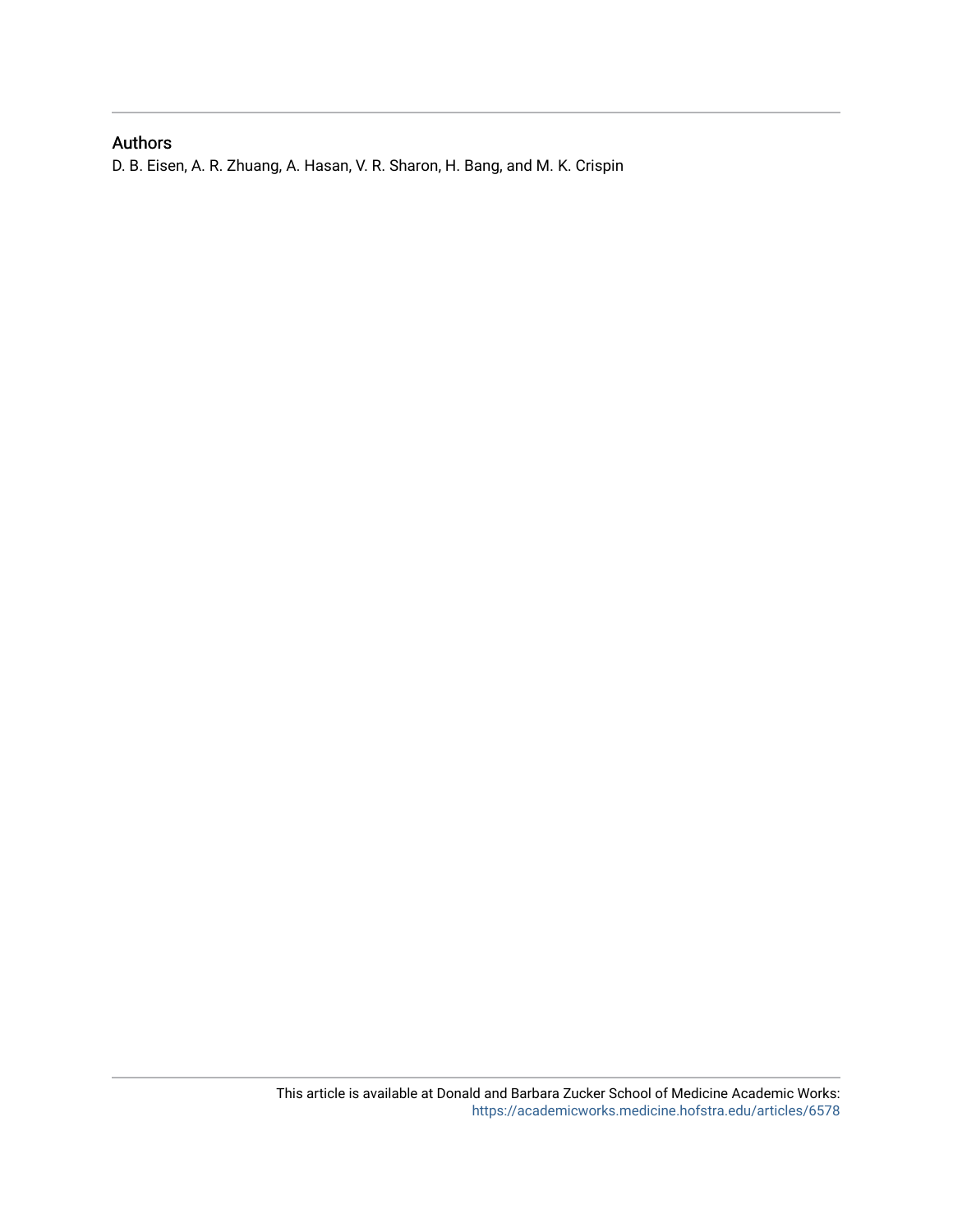## Authors

D. B. Eisen, A. R. Zhuang, A. Hasan, V. R. Sharon, H. Bang, and M. K. Crispin

This article is available at Donald and Barbara Zucker School of Medicine Academic Works: https://academicworks.medicine.hofstra.edu/articles/6578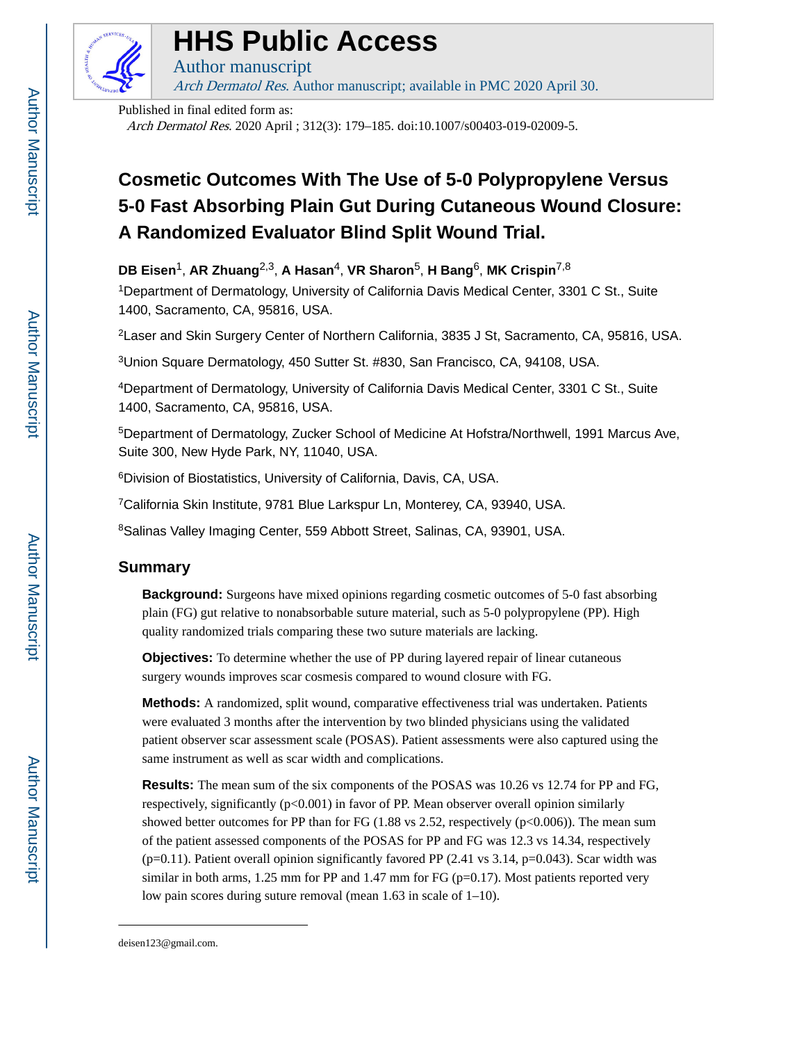# HHS Public Access

Author manuscript

*Arch Dermatol Res*. Author manuscript; available in PMC 2020 April 30.

Published in final edited form as:

*Arch Dermatol Res*. 2020 April ; 312(3): 179–185. doi:10.1007/s00403-019-02009-5.

# Cosmetic Outcomes With The Use of 5-0 Polypropylene Versus 5-0 Fast Absorbing Plain Gut During Cutaneous Wound Closure: A Randomized Evaluator Blind Split Wound Trial.

**DB Eisen**[1], **AR Zhuang**[2,3], **A Hasan**[4], **VR Sharon**[5], **H Bang**[6], **MK Crispin**[7,8]

[1]Department of Dermatology, University of California Davis Medical Center, 3301 C St., Suite 1400, Sacramento, CA, 95816, USA.

[2]Laser and Skin Surgery Center of Northern California, 3835 J St, Sacramento, CA, 95816, USA.

[3]Union Square Dermatology, 450 Sutter St. #830, San Francisco, CA, 94108, USA.

[4]Department of Dermatology, University of California Davis Medical Center, 3301 C St., Suite 1400, Sacramento, CA, 95816, USA.

[5]Department of Dermatology, Zucker School of Medicine At Hofstra/Northwell, 1991 Marcus Ave, Suite 300, New Hyde Park, NY, 11040, USA.

[6]Division of Biostatistics, University of California, Davis, CA, USA.

[7]California Skin Institute, 9781 Blue Larkspur Ln, Monterey, CA, 93940, USA.

[8]Salinas Valley Imaging Center, 559 Abbott Street, Salinas, CA, 93901, USA.

## Summary

**Background:** Surgeons have mixed opinions regarding cosmetic outcomes of 5-0 fast absorbing plain (FG) gut relative to nonabsorbable suture material, such as 5-0 polypropylene (PP). High quality randomized trials comparing these two suture materials are lacking.

**Objectives:** To determine whether the use of PP during layered repair of linear cutaneous surgery wounds improves scar cosmesis compared to wound closure with FG.

**Methods:** A randomized, split wound, comparative effectiveness trial was undertaken. Patients were evaluated 3 months after the intervention by two blinded physicians using the validated patient observer scar assessment scale (POSAS). Patient assessments were also captured using the same instrument as well as scar width and complications.

**Results:** The mean sum of the six components of the POSAS was 10.26 vs 12.74 for PP and FG, respectively, significantly ($p<0.001$) in favor of PP. Mean observer overall opinion similarly showed better outcomes for PP than for FG (1.88 vs 2.52, respectively ($p<0.006$)). The mean sum of the patient assessed components of the POSAS for PP and FG was 12.3 vs 14.34, respectively ($p=0.11$). Patient overall opinion significantly favored PP (2.41 vs 3.14, $p=0.043$). Scar width was similar in both arms, 1.25 mm for PP and 1.47 mm for FG ($p=0.17$). Most patients reported very low pain scores during suture removal (mean 1.63 in scale of 1–10).

deisen123@gmail.com.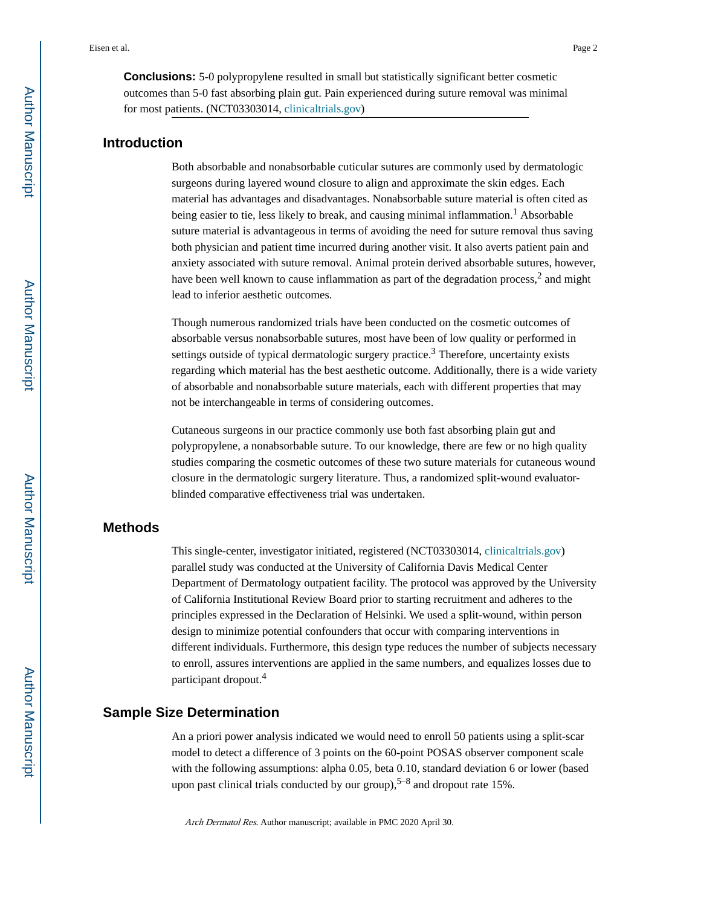**Conclusions:** 5-0 polypropylene resulted in small but statistically significant better cosmetic outcomes than 5-0 fast absorbing plain gut. Pain experienced during suture removal was minimal for most patients. (NCT03303014, clinicaltrials.gov)

## Introduction

Both absorbable and nonabsorbable cuticular sutures are commonly used by dermatologic surgeons during layered wound closure to align and approximate the skin edges. Each material has advantages and disadvantages. Nonabsorbable suture material is often cited as being easier to tie, less likely to break, and causing minimal inflammation.[1] Absorbable suture material is advantageous in terms of avoiding the need for suture removal thus saving both physician and patient time incurred during another visit. It also averts patient pain and anxiety associated with suture removal. Animal protein derived absorbable sutures, however, have been well known to cause inflammation as part of the degradation process,[2] and might lead to inferior aesthetic outcomes.

Though numerous randomized trials have been conducted on the cosmetic outcomes of absorbable versus nonabsorbable sutures, most have been of low quality or performed in settings outside of typical dermatologic surgery practice.[3] Therefore, uncertainty exists regarding which material has the best aesthetic outcome. Additionally, there is a wide variety of absorbable and nonabsorbable suture materials, each with different properties that may not be interchangeable in terms of considering outcomes.

Cutaneous surgeons in our practice commonly use both fast absorbing plain gut and polypropylene, a nonabsorbable suture. To our knowledge, there are few or no high quality studies comparing the cosmetic outcomes of these two suture materials for cutaneous wound closure in the dermatologic surgery literature. Thus, a randomized split-wound evaluator-blinded comparative effectiveness trial was undertaken.

## Methods

This single-center, investigator initiated, registered (NCT03303014, clinicaltrials.gov) parallel study was conducted at the University of California Davis Medical Center Department of Dermatology outpatient facility. The protocol was approved by the University of California Institutional Review Board prior to starting recruitment and adheres to the principles expressed in the Declaration of Helsinki. We used a split-wound, within person design to minimize potential confounders that occur with comparing interventions in different individuals. Furthermore, this design type reduces the number of subjects necessary to enroll, assures interventions are applied in the same numbers, and equalizes losses due to participant dropout.[4]

## Sample Size Determination

An a priori power analysis indicated we would need to enroll 50 patients using a split-scar model to detect a difference of 3 points on the 60-point POSAS observer component scale with the following assumptions: alpha 0.05, beta 0.10, standard deviation 6 or lower (based upon past clinical trials conducted by our group),[5–8] and dropout rate 15%.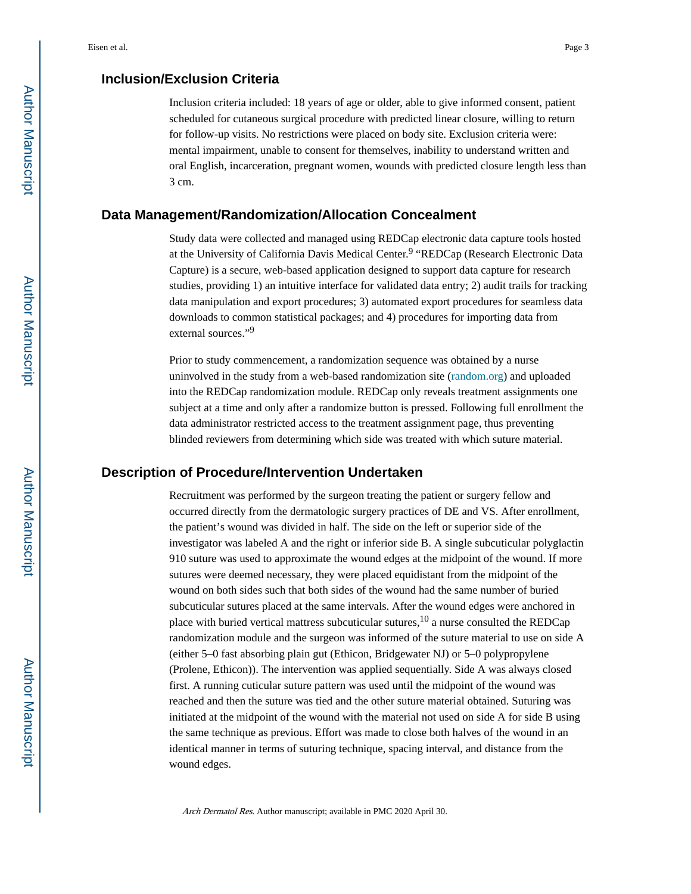## Inclusion/Exclusion Criteria

Inclusion criteria included: 18 years of age or older, able to give informed consent, patient scheduled for cutaneous surgical procedure with predicted linear closure, willing to return for follow-up visits. No restrictions were placed on body site. Exclusion criteria were: mental impairment, unable to consent for themselves, inability to understand written and oral English, incarceration, pregnant women, wounds with predicted closure length less than 3 cm.

## Data Management/Randomization/Allocation Concealment

Study data were collected and managed using REDCap electronic data capture tools hosted at the University of California Davis Medical Center.[9] "REDCap (Research Electronic Data Capture) is a secure, web-based application designed to support data capture for research studies, providing 1) an intuitive interface for validated data entry; 2) audit trails for tracking data manipulation and export procedures; 3) automated export procedures for seamless data downloads to common statistical packages; and 4) procedures for importing data from external sources."[9]

Prior to study commencement, a randomization sequence was obtained by a nurse uninvolved in the study from a web-based randomization site (random.org) and uploaded into the REDCap randomization module. REDCap only reveals treatment assignments one subject at a time and only after a randomize button is pressed. Following full enrollment the data administrator restricted access to the treatment assignment page, thus preventing blinded reviewers from determining which side was treated with which suture material.

## Description of Procedure/Intervention Undertaken

Recruitment was performed by the surgeon treating the patient or surgery fellow and occurred directly from the dermatologic surgery practices of DE and VS. After enrollment, the patient's wound was divided in half. The side on the left or superior side of the investigator was labeled A and the right or inferior side B. A single subcuticular polyglactin 910 suture was used to approximate the wound edges at the midpoint of the wound. If more sutures were deemed necessary, they were placed equidistant from the midpoint of the wound on both sides such that both sides of the wound had the same number of buried subcuticular sutures placed at the same intervals. After the wound edges were anchored in place with buried vertical mattress subcuticular sutures,[10] a nurse consulted the REDCap randomization module and the surgeon was informed of the suture material to use on side A (either 5–0 fast absorbing plain gut (Ethicon, Bridgewater NJ) or 5–0 polypropylene (Prolene, Ethicon)). The intervention was applied sequentially. Side A was always closed first. A running cuticular suture pattern was used until the midpoint of the wound was reached and then the suture was tied and the other suture material obtained. Suturing was initiated at the midpoint of the wound with the material not used on side A for side B using the same technique as previous. Effort was made to close both halves of the wound in an identical manner in terms of suturing technique, spacing interval, and distance from the wound edges.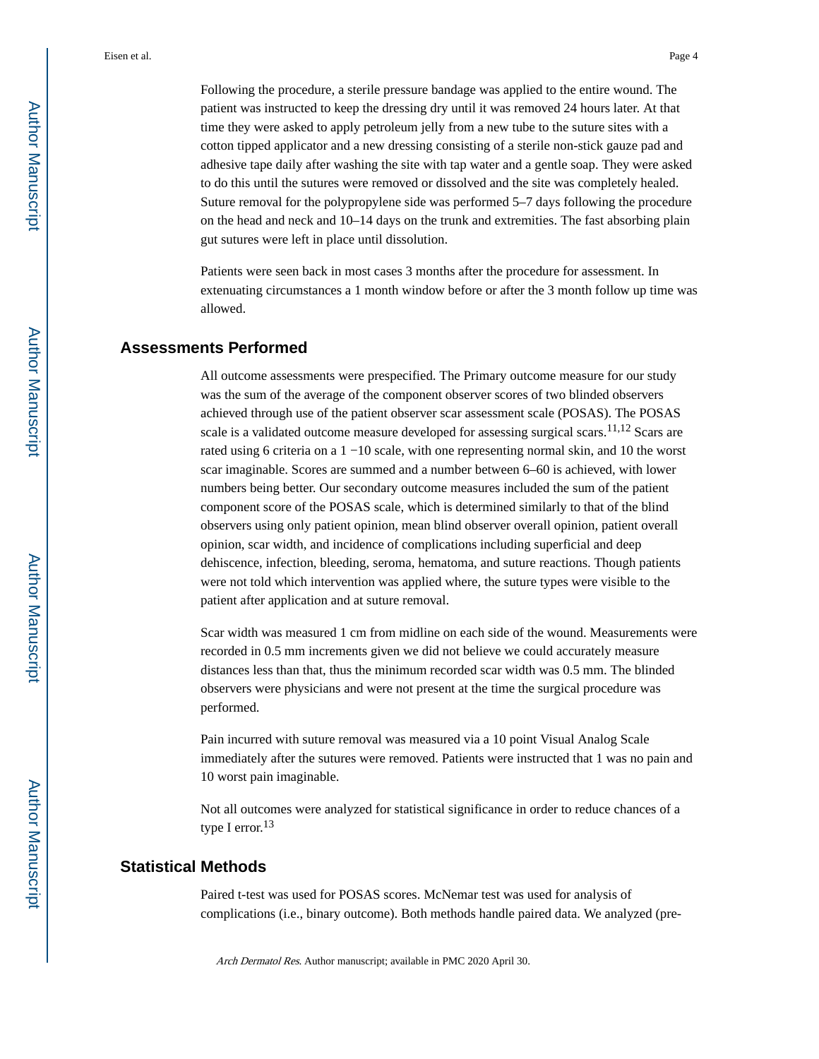Following the procedure, a sterile pressure bandage was applied to the entire wound. The patient was instructed to keep the dressing dry until it was removed 24 hours later. At that time they were asked to apply petroleum jelly from a new tube to the suture sites with a cotton tipped applicator and a new dressing consisting of a sterile non-stick gauze pad and adhesive tape daily after washing the site with tap water and a gentle soap. They were asked to do this until the sutures were removed or dissolved and the site was completely healed. Suture removal for the polypropylene side was performed 5–7 days following the procedure on the head and neck and 10–14 days on the trunk and extremities. The fast absorbing plain gut sutures were left in place until dissolution.

Patients were seen back in most cases 3 months after the procedure for assessment. In extenuating circumstances a 1 month window before or after the 3 month follow up time was allowed.

## Assessments Performed

All outcome assessments were prespecified. The Primary outcome measure for our study was the sum of the average of the component observer scores of two blinded observers achieved through use of the patient observer scar assessment scale (POSAS). The POSAS scale is a validated outcome measure developed for assessing surgical scars.[11,12] Scars are rated using 6 criteria on a 1 −10 scale, with one representing normal skin, and 10 the worst scar imaginable. Scores are summed and a number between 6–60 is achieved, with lower numbers being better. Our secondary outcome measures included the sum of the patient component score of the POSAS scale, which is determined similarly to that of the blind observers using only patient opinion, mean blind observer overall opinion, patient overall opinion, scar width, and incidence of complications including superficial and deep dehiscence, infection, bleeding, seroma, hematoma, and suture reactions. Though patients were not told which intervention was applied where, the suture types were visible to the patient after application and at suture removal.

Scar width was measured 1 cm from midline on each side of the wound. Measurements were recorded in 0.5 mm increments given we did not believe we could accurately measure distances less than that, thus the minimum recorded scar width was 0.5 mm. The blinded observers were physicians and were not present at the time the surgical procedure was performed.

Pain incurred with suture removal was measured via a 10 point Visual Analog Scale immediately after the sutures were removed. Patients were instructed that 1 was no pain and 10 worst pain imaginable.

Not all outcomes were analyzed for statistical significance in order to reduce chances of a type I error.[13]

## Statistical Methods

Paired t-test was used for POSAS scores. McNemar test was used for analysis of complications (i.e., binary outcome). Both methods handle paired data. We analyzed (pre-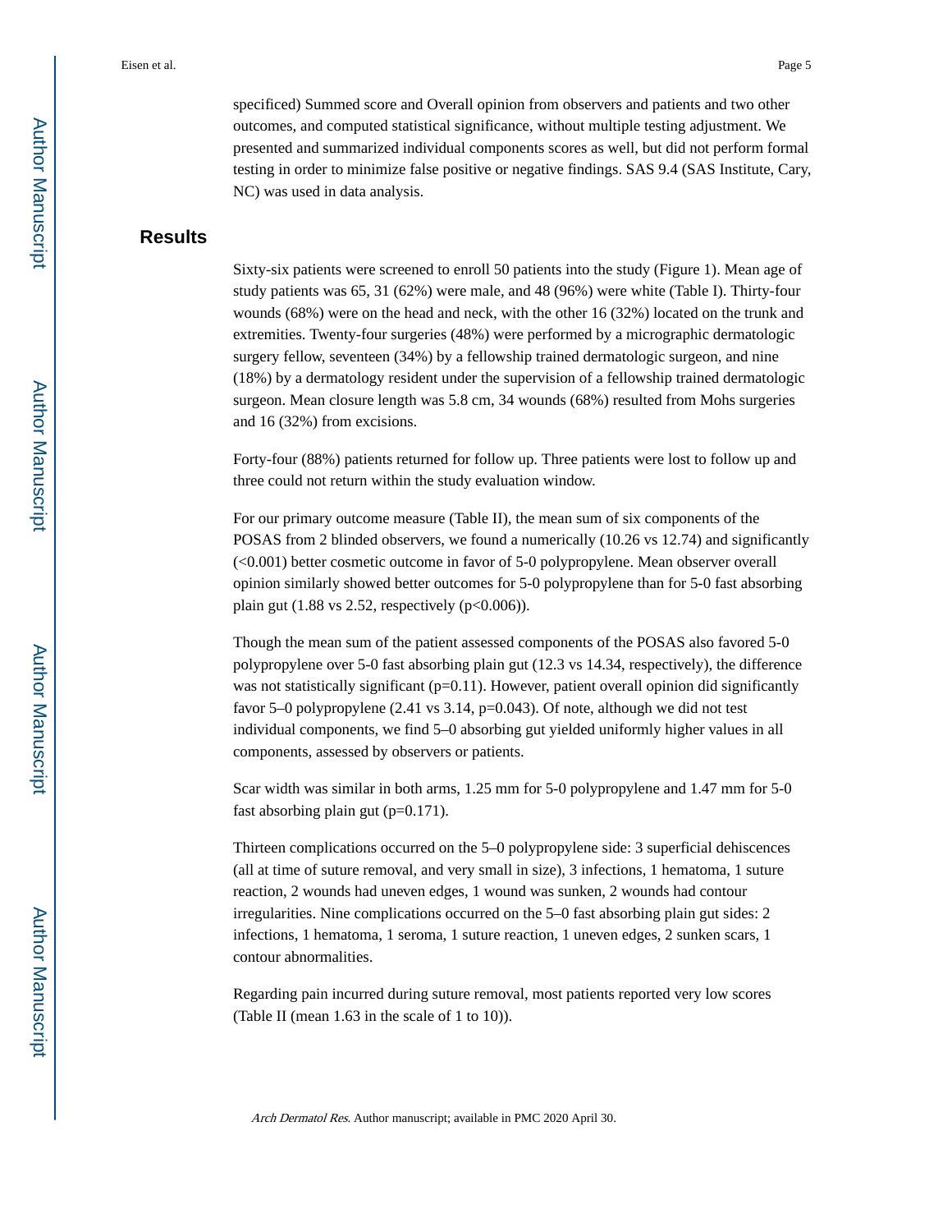specificed) Summed score and Overall opinion from observers and patients and two other outcomes, and computed statistical significance, without multiple testing adjustment. We presented and summarized individual components scores as well, but did not perform formal testing in order to minimize false positive or negative findings. SAS 9.4 (SAS Institute, Cary, NC) was used in data analysis.

## Results

Sixty-six patients were screened to enroll 50 patients into the study (Figure 1). Mean age of study patients was 65, 31 (62%) were male, and 48 (96%) were white (Table I). Thirty-four wounds (68%) were on the head and neck, with the other 16 (32%) located on the trunk and extremities. Twenty-four surgeries (48%) were performed by a micrographic dermatologic surgery fellow, seventeen (34%) by a fellowship trained dermatologic surgeon, and nine (18%) by a dermatology resident under the supervision of a fellowship trained dermatologic surgeon. Mean closure length was 5.8 cm, 34 wounds (68%) resulted from Mohs surgeries and 16 (32%) from excisions.

Forty-four (88%) patients returned for follow up. Three patients were lost to follow up and three could not return within the study evaluation window.

For our primary outcome measure (Table II), the mean sum of six components of the POSAS from 2 blinded observers, we found a numerically (10.26 vs 12.74) and significantly (<0.001) better cosmetic outcome in favor of 5-0 polypropylene. Mean observer overall opinion similarly showed better outcomes for 5-0 polypropylene than for 5-0 fast absorbing plain gut (1.88 vs 2.52, respectively ($p<0.006$)).

Though the mean sum of the patient assessed components of the POSAS also favored 5-0 polypropylene over 5-0 fast absorbing plain gut (12.3 vs 14.34, respectively), the difference was not statistically significant ($p=0.11$). However, patient overall opinion did significantly favor 5–0 polypropylene (2.41 vs 3.14, $p=0.043$). Of note, although we did not test individual components, we find 5–0 absorbing gut yielded uniformly higher values in all components, assessed by observers or patients.

Scar width was similar in both arms, 1.25 mm for 5-0 polypropylene and 1.47 mm for 5-0 fast absorbing plain gut ($p=0.171$).

Thirteen complications occurred on the 5–0 polypropylene side: 3 superficial dehiscences (all at time of suture removal, and very small in size), 3 infections, 1 hematoma, 1 suture reaction, 2 wounds had uneven edges, 1 wound was sunken, 2 wounds had contour irregularities. Nine complications occurred on the 5–0 fast absorbing plain gut sides: 2 infections, 1 hematoma, 1 seroma, 1 suture reaction, 1 uneven edges, 2 sunken scars, 1 contour abnormalities.

Regarding pain incurred during suture removal, most patients reported very low scores (Table II (mean 1.63 in the scale of 1 to 10)).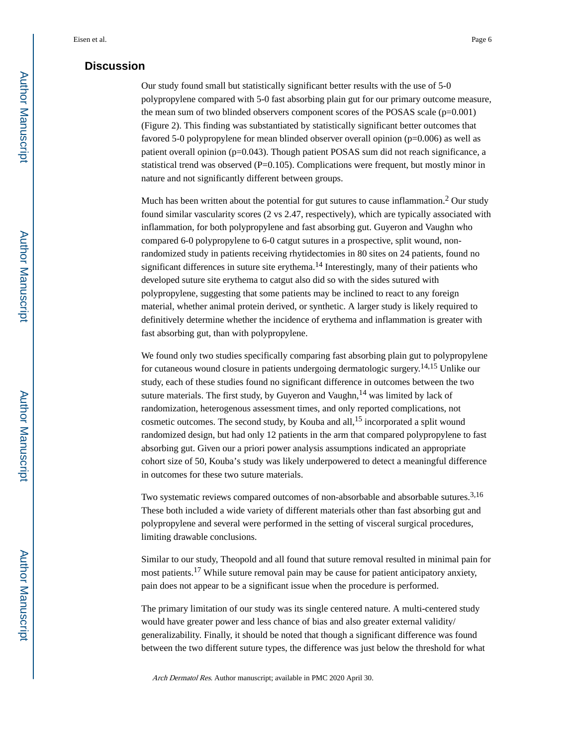## Discussion

Our study found small but statistically significant better results with the use of 5-0 polypropylene compared with 5-0 fast absorbing plain gut for our primary outcome measure, the mean sum of two blinded observers component scores of the POSAS scale (p=0.001) (Figure 2). This finding was substantiated by statistically significant better outcomes that favored 5-0 polypropylene for mean blinded observer overall opinion (p=0.006) as well as patient overall opinion (p=0.043). Though patient POSAS sum did not reach significance, a statistical trend was observed (P=0.105). Complications were frequent, but mostly minor in nature and not significantly different between groups.

Much has been written about the potential for gut sutures to cause inflammation.[2] Our study found similar vascularity scores (2 vs 2.47, respectively), which are typically associated with inflammation, for both polypropylene and fast absorbing gut. Guyeron and Vaughn who compared 6-0 polypropylene to 6-0 catgut sutures in a prospective, split wound, non-randomized study in patients receiving rhytidectomies in 80 sites on 24 patients, found no significant differences in suture site erythema.[14] Interestingly, many of their patients who developed suture site erythema to catgut also did so with the sides sutured with polypropylene, suggesting that some patients may be inclined to react to any foreign material, whether animal protein derived, or synthetic. A larger study is likely required to definitively determine whether the incidence of erythema and inflammation is greater with fast absorbing gut, than with polypropylene.

We found only two studies specifically comparing fast absorbing plain gut to polypropylene for cutaneous wound closure in patients undergoing dermatologic surgery.[14,15] Unlike our study, each of these studies found no significant difference in outcomes between the two suture materials. The first study, by Guyeron and Vaughn,[14] was limited by lack of randomization, heterogenous assessment times, and only reported complications, not cosmetic outcomes. The second study, by Kouba and all,[15] incorporated a split wound randomized design, but had only 12 patients in the arm that compared polypropylene to fast absorbing gut. Given our a priori power analysis assumptions indicated an appropriate cohort size of 50, Kouba's study was likely underpowered to detect a meaningful difference in outcomes for these two suture materials.

Two systematic reviews compared outcomes of non-absorbable and absorbable sutures.[3,16] These both included a wide variety of different materials other than fast absorbing gut and polypropylene and several were performed in the setting of visceral surgical procedures, limiting drawable conclusions.

Similar to our study, Theopold and all found that suture removal resulted in minimal pain for most patients.[17] While suture removal pain may be cause for patient anticipatory anxiety, pain does not appear to be a significant issue when the procedure is performed.

The primary limitation of our study was its single centered nature. A multi-centered study would have greater power and less chance of bias and also greater external validity/ generalizability. Finally, it should be noted that though a significant difference was found between the two different suture types, the difference was just below the threshold for what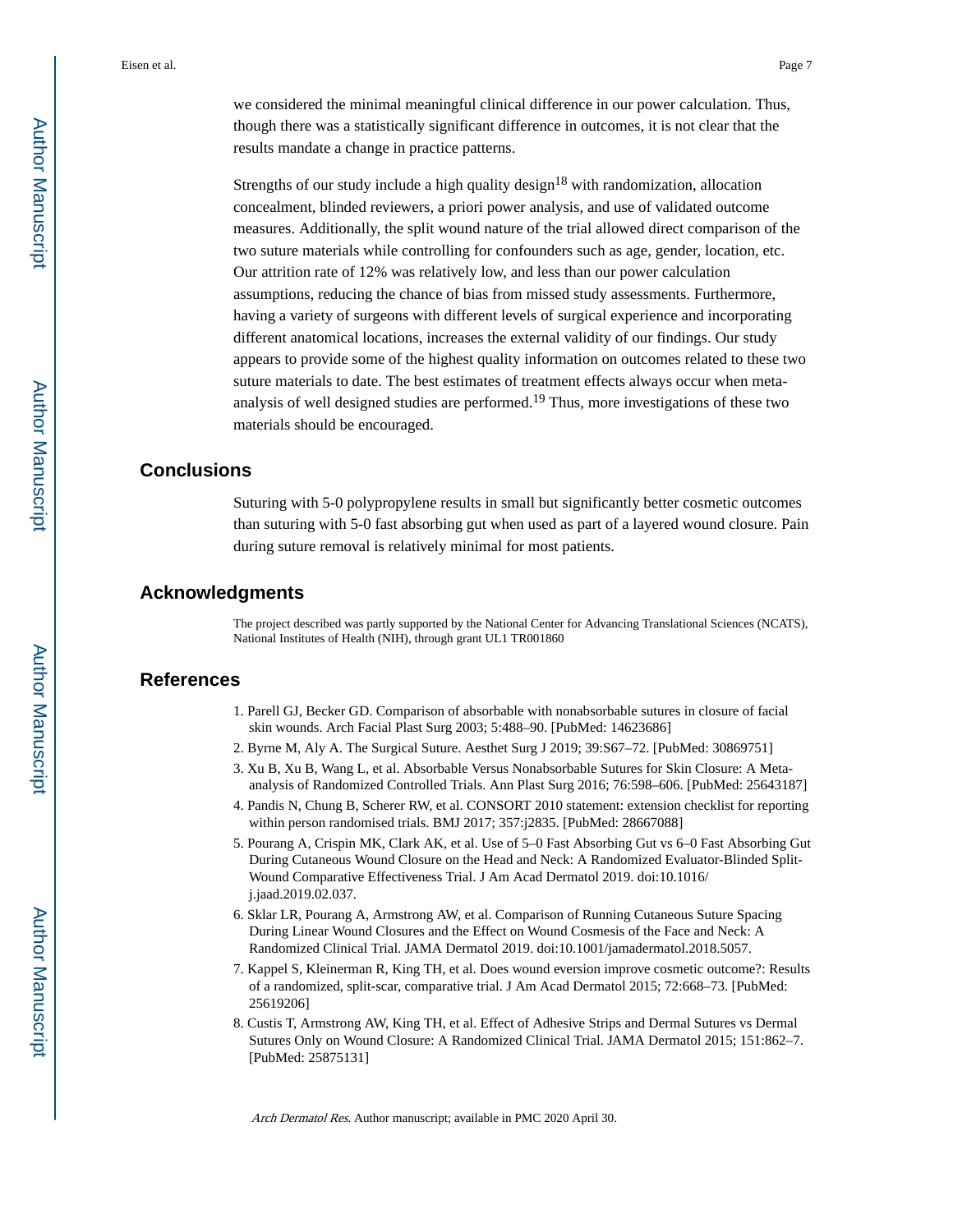we considered the minimal meaningful clinical difference in our power calculation. Thus, though there was a statistically significant difference in outcomes, it is not clear that the results mandate a change in practice patterns.

Strengths of our study include a high quality design[18] with randomization, allocation concealment, blinded reviewers, a priori power analysis, and use of validated outcome measures. Additionally, the split wound nature of the trial allowed direct comparison of the two suture materials while controlling for confounders such as age, gender, location, etc. Our attrition rate of 12% was relatively low, and less than our power calculation assumptions, reducing the chance of bias from missed study assessments. Furthermore, having a variety of surgeons with different levels of surgical experience and incorporating different anatomical locations, increases the external validity of our findings. Our study appears to provide some of the highest quality information on outcomes related to these two suture materials to date. The best estimates of treatment effects always occur when meta-analysis of well designed studies are performed.[19] Thus, more investigations of these two materials should be encouraged.

## Conclusions

Suturing with 5-0 polypropylene results in small but significantly better cosmetic outcomes than suturing with 5-0 fast absorbing gut when used as part of a layered wound closure. Pain during suture removal is relatively minimal for most patients.

## Acknowledgments

The project described was partly supported by the National Center for Advancing Translational Sciences (NCATS), National Institutes of Health (NIH), through grant UL1 TR001860

## References

1. Parell GJ, Becker GD. Comparison of absorbable with nonabsorbable sutures in closure of facial skin wounds. Arch Facial Plast Surg 2003; 5:488–90. [PubMed: 14623686]
2. Byrne M, Aly A. The Surgical Suture. Aesthet Surg J 2019; 39:S67–72. [PubMed: 30869751]
3. Xu B, Xu B, Wang L, et al. Absorbable Versus Nonabsorbable Sutures for Skin Closure: A Meta-analysis of Randomized Controlled Trials. Ann Plast Surg 2016; 76:598–606. [PubMed: 25643187]
4. Pandis N, Chung B, Scherer RW, et al. CONSORT 2010 statement: extension checklist for reporting within person randomised trials. BMJ 2017; 357:j2835. [PubMed: 28667088]
5. Pourang A, Crispin MK, Clark AK, et al. Use of 5–0 Fast Absorbing Gut vs 6–0 Fast Absorbing Gut During Cutaneous Wound Closure on the Head and Neck: A Randomized Evaluator-Blinded Split-Wound Comparative Effectiveness Trial. J Am Acad Dermatol 2019. doi:10.1016/j.jaad.2019.02.037.
6. Sklar LR, Pourang A, Armstrong AW, et al. Comparison of Running Cutaneous Suture Spacing During Linear Wound Closures and the Effect on Wound Cosmesis of the Face and Neck: A Randomized Clinical Trial. JAMA Dermatol 2019. doi:10.1001/jamadermatol.2018.5057.
7. Kappel S, Kleinerman R, King TH, et al. Does wound eversion improve cosmetic outcome?: Results of a randomized, split-scar, comparative trial. J Am Acad Dermatol 2015; 72:668–73. [PubMed: 25619206]
8. Custis T, Armstrong AW, King TH, et al. Effect of Adhesive Strips and Dermal Sutures vs Dermal Sutures Only on Wound Closure: A Randomized Clinical Trial. JAMA Dermatol 2015; 151:862–7. [PubMed: 25875131]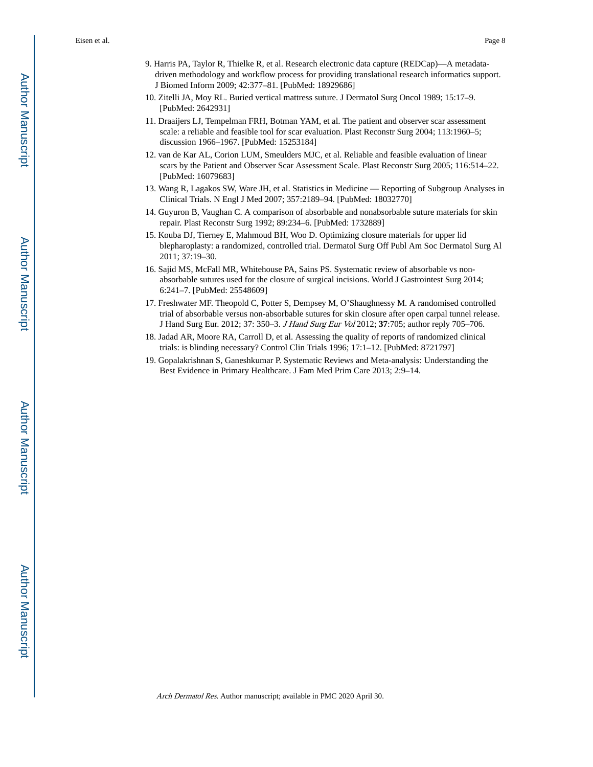9. Harris PA, Taylor R, Thielke R, et al. Research electronic data capture (REDCap)—A metadata-driven methodology and workflow process for providing translational research informatics support. J Biomed Inform 2009; 42:377–81. [PubMed: 18929686]
10. Zitelli JA, Moy RL. Buried vertical mattress suture. J Dermatol Surg Oncol 1989; 15:17–9. [PubMed: 2642931]
11. Draaijers LJ, Tempelman FRH, Botman YAM, et al. The patient and observer scar assessment scale: a reliable and feasible tool for scar evaluation. Plast Reconstr Surg 2004; 113:1960–5; discussion 1966–1967. [PubMed: 15253184]
12. van de Kar AL, Corion LUM, Smeulders MJC, et al. Reliable and feasible evaluation of linear scars by the Patient and Observer Scar Assessment Scale. Plast Reconstr Surg 2005; 116:514–22. [PubMed: 16079683]
13. Wang R, Lagakos SW, Ware JH, et al. Statistics in Medicine — Reporting of Subgroup Analyses in Clinical Trials. N Engl J Med 2007; 357:2189–94. [PubMed: 18032770]
14. Guyuron B, Vaughan C. A comparison of absorbable and nonabsorbable suture materials for skin repair. Plast Reconstr Surg 1992; 89:234–6. [PubMed: 1732889]
15. Kouba DJ, Tierney E, Mahmoud BH, Woo D. Optimizing closure materials for upper lid blepharoplasty: a randomized, controlled trial. Dermatol Surg Off Publ Am Soc Dermatol Surg Al 2011; 37:19–30.
16. Sajid MS, McFall MR, Whitehouse PA, Sains PS. Systematic review of absorbable vs non-absorbable sutures used for the closure of surgical incisions. World J Gastrointest Surg 2014; 6:241–7. [PubMed: 25548609]
17. Freshwater MF. Theopold C, Potter S, Dempsey M, O'Shaughnessy M. A randomised controlled trial of absorbable versus non-absorbable sutures for skin closure after open carpal tunnel release. J Hand Surg Eur. 2012; 37: 350–3. *J Hand Surg Eur Vol* 2012; **37**:705; author reply 705–706.
18. Jadad AR, Moore RA, Carroll D, et al. Assessing the quality of reports of randomized clinical trials: is blinding necessary? Control Clin Trials 1996; 17:1–12. [PubMed: 8721797]
19. Gopalakrishnan S, Ganeshkumar P. Systematic Reviews and Meta-analysis: Understanding the Best Evidence in Primary Healthcare. J Fam Med Prim Care 2013; 2:9–14.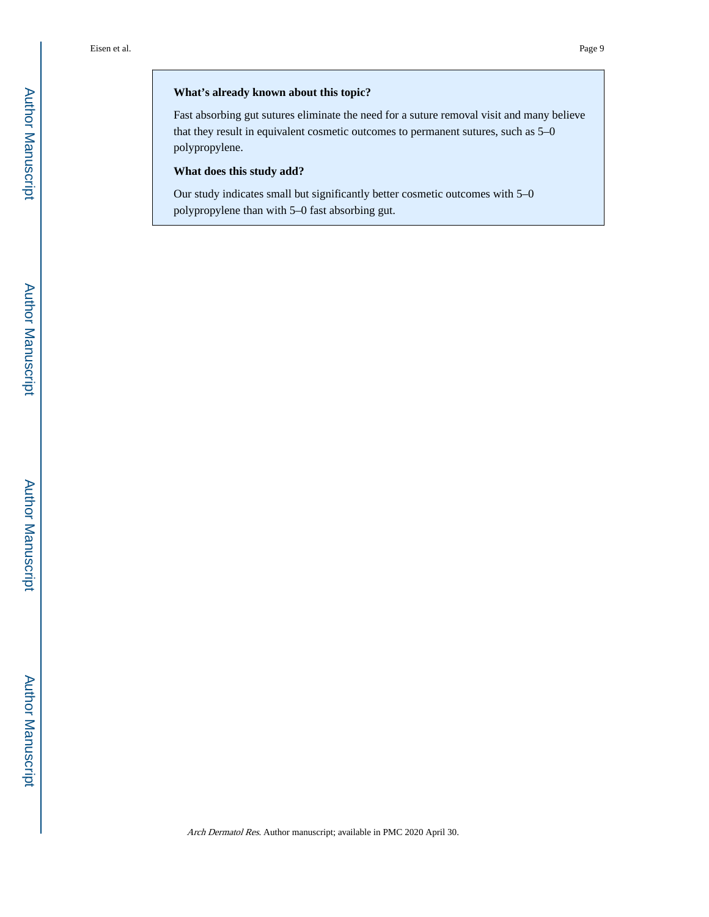**What's already known about this topic?**

Fast absorbing gut sutures eliminate the need for a suture removal visit and many believe that they result in equivalent cosmetic outcomes to permanent sutures, such as 5–0 polypropylene.

**What does this study add?**

Our study indicates small but significantly better cosmetic outcomes with 5–0 polypropylene than with 5–0 fast absorbing gut.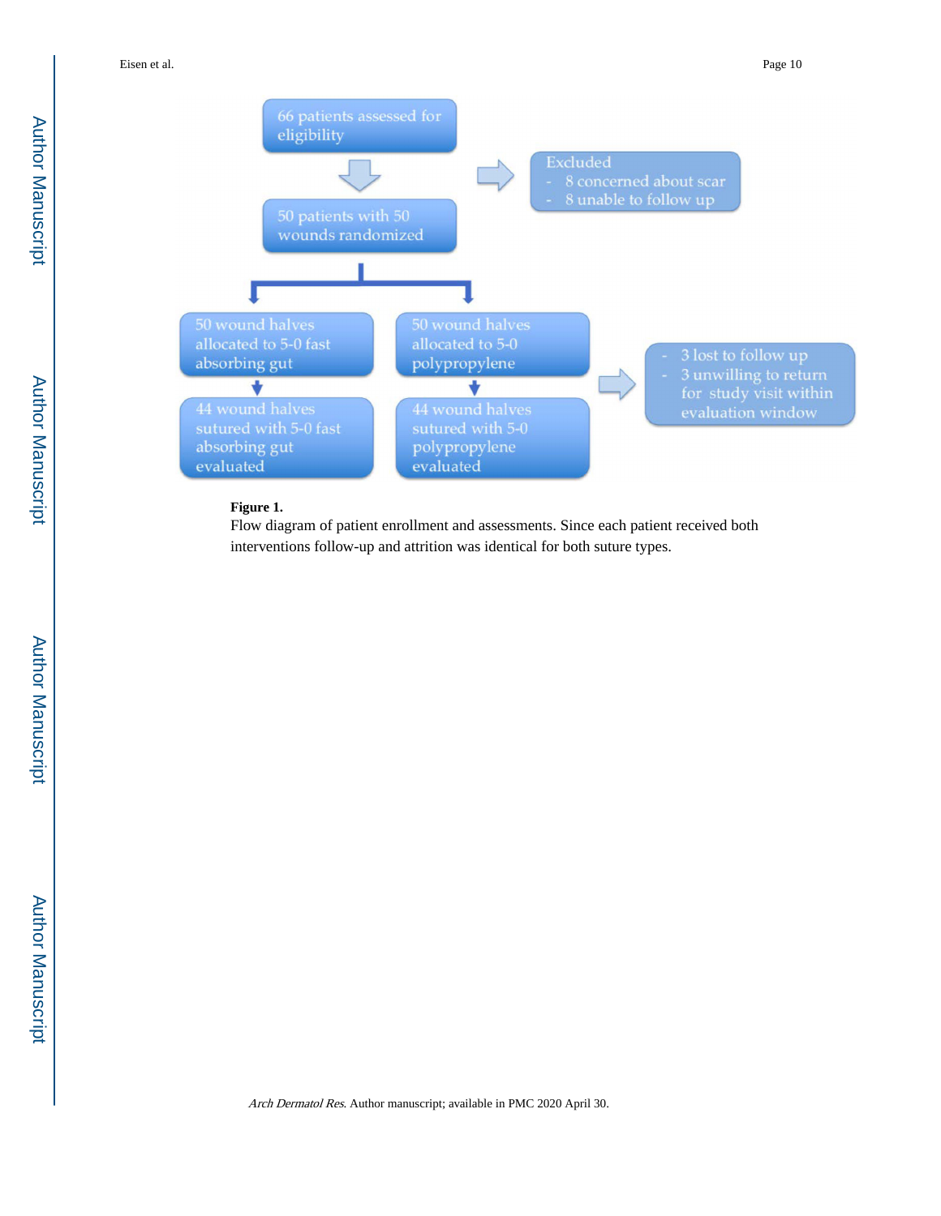66 patients assessed for eligibility

Excluded
- 8 concerned about scar
- 8 unable to follow up

50 patients with 50 wounds randomized

50 wound halves allocated to 5-0 fast absorbing gut

50 wound halves allocated to 5-0 polypropylene

- 3 lost to follow up
- 3 unwilling to return for study visit within evaluation window

44 wound halves sutured with 5-0 fast absorbing gut evaluated

44 wound halves sutured with 5-0 polypropylene evaluated

**Figure 1.**

Flow diagram of patient enrollment and assessments. Since each patient received both interventions follow-up and attrition was identical for both suture types.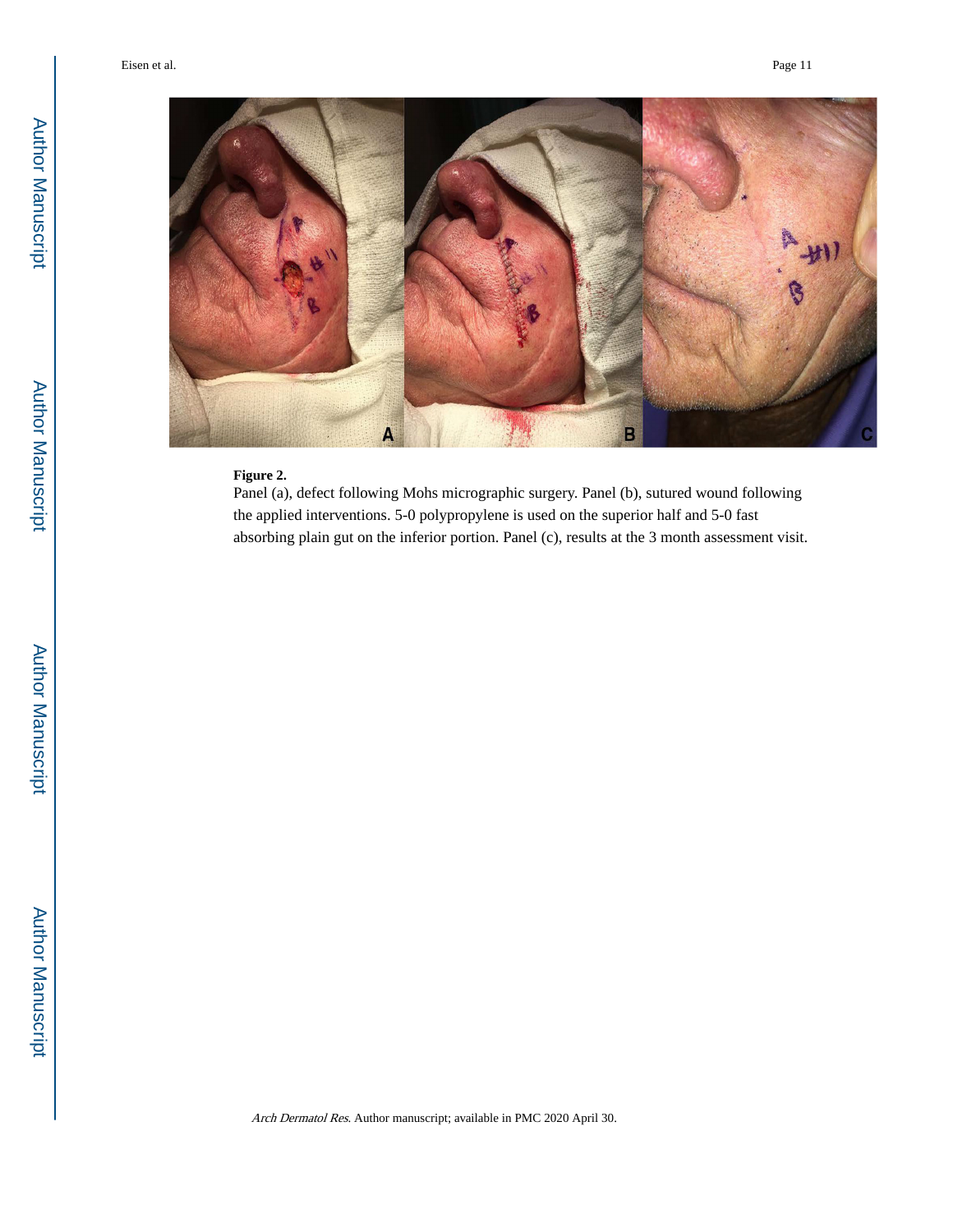**Figure 2.**

Panel (a), defect following Mohs micrographic surgery. Panel (b), sutured wound following the applied interventions. 5-0 polypropylene is used on the superior half and 5-0 fast absorbing plain gut on the inferior portion. Panel (c), results at the 3 month assessment visit.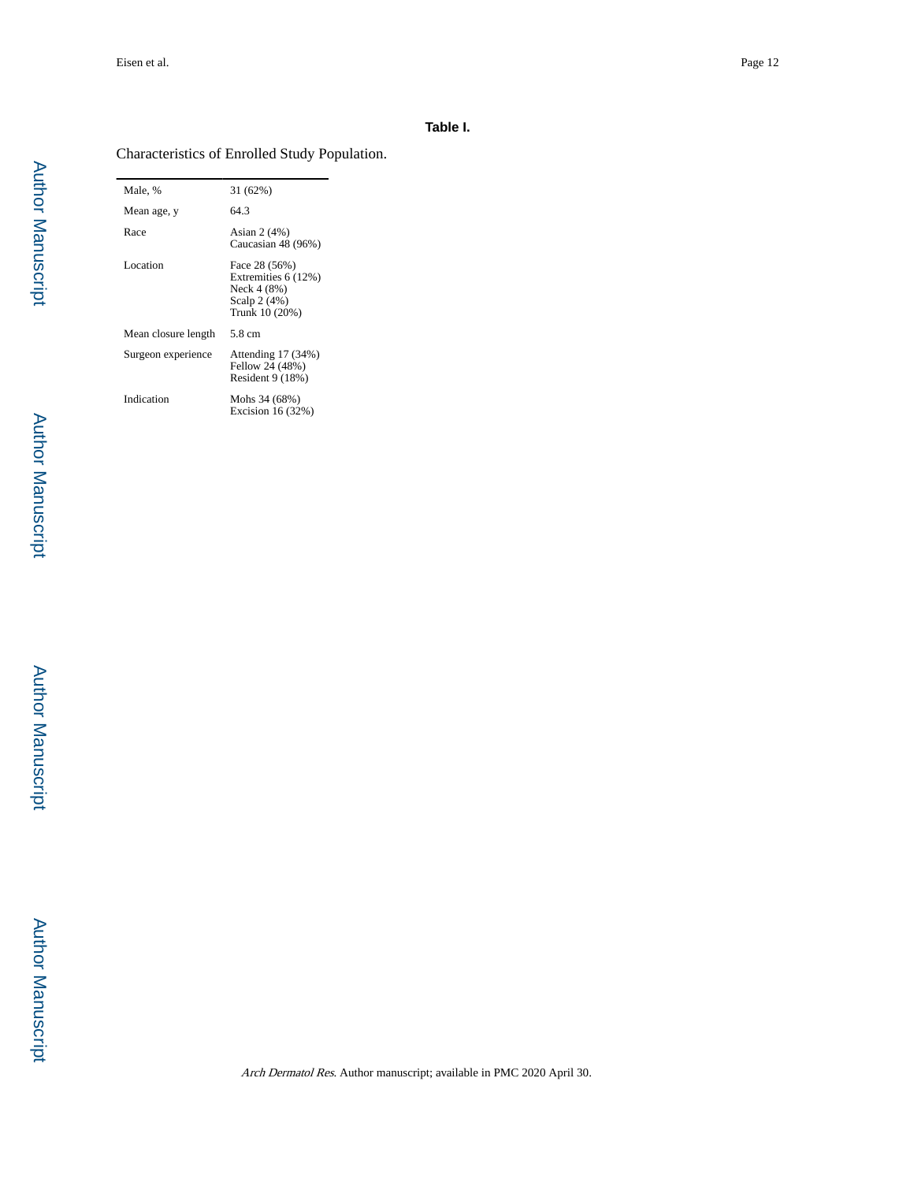**Table I.**

Characteristics of Enrolled Study Population.

| | |
|---|---|
| Male, % | 31 (62%) |
| Mean age, y | 64.3 |
| Race | Asian 2 (4%)<br>Caucasian 48 (96%) |
| Location | Face 28 (56%)<br>Extremities 6 (12%)<br>Neck 4 (8%)<br>Scalp 2 (4%)<br>Trunk 10 (20%) |
| Mean closure length | 5.8 cm |
| Surgeon experience | Attending 17 (34%)<br>Fellow 24 (48%)<br>Resident 9 (18%) |
| Indication | Mohs 34 (68%)<br>Excision 16 (32%) |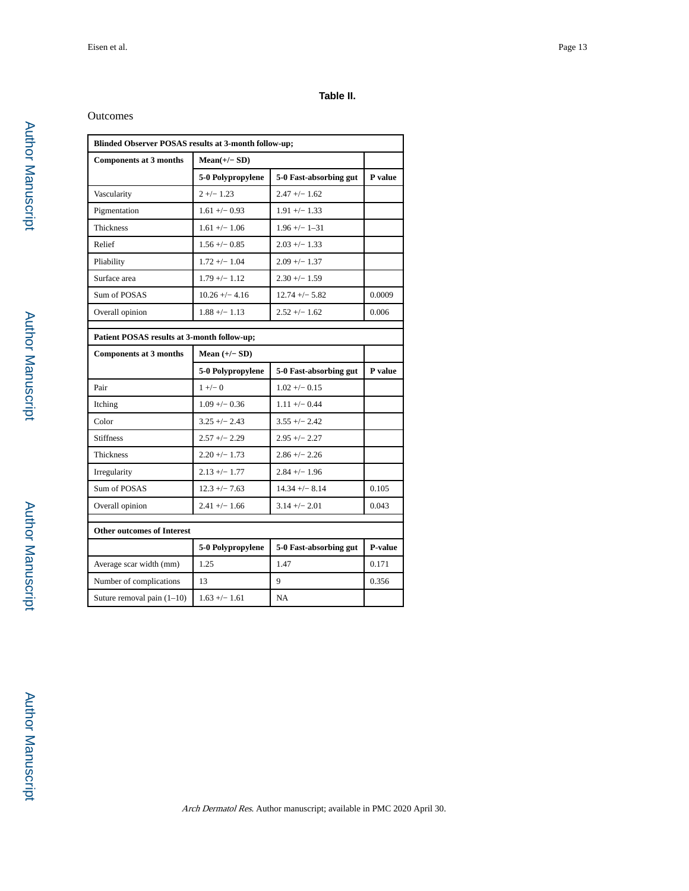**Table II.**

Outcomes

| Blinded Observer POSAS results at 3-month follow-up; | | | |
|---|---|---|---|
| **Components at 3 months** | **Mean(+/− SD)** | | |
| | **5-0 Polypropylene** | **5-0 Fast-absorbing gut** | **P value** |
| Vascularity | 2 +/− 1.23 | 2.47 +/− 1.62 | |
| Pigmentation | 1.61 +/− 0.93 | 1.91 +/− 1.33 | |
| Thickness | 1.61 +/− 1.06 | 1.96 +/− 1–31 | |
| Relief | 1.56 +/− 0.85 | 2.03 +/− 1.33 | |
| Pliability | 1.72 +/− 1.04 | 2.09 +/− 1.37 | |
| Surface area | 1.79 +/− 1.12 | 2.30 +/− 1.59 | |
| Sum of POSAS | 10.26 +/− 4.16 | 12.74 +/− 5.82 | 0.0009 |
| Overall opinion | 1.88 +/− 1.13 | 2.52 +/− 1.62 | 0.006 |
| | | | |
| **Patient POSAS results at 3-month follow-up;** | | | |
| **Components at 3 months** | **Mean (+/− SD)** | | |
| | **5-0 Polypropylene** | **5-0 Fast-absorbing gut** | **P value** |
| Pair | 1 +/− 0 | 1.02 +/− 0.15 | |
| Itching | 1.09 +/− 0.36 | 1.11 +/− 0.44 | |
| Color | 3.25 +/− 2.43 | 3.55 +/− 2.42 | |
| Stiffness | 2.57 +/− 2.29 | 2.95 +/− 2.27 | |
| Thickness | 2.20 +/− 1.73 | 2.86 +/− 2.26 | |
| Irregularity | 2.13 +/− 1.77 | 2.84 +/− 1.96 | |
| Sum of POSAS | 12.3 +/− 7.63 | 14.34 +/− 8.14 | 0.105 |
| Overall opinion | 2.41 +/− 1.66 | 3.14 +/− 2.01 | 0.043 |
| | | | |
| **Other outcomes of Interest** | | | |
| | **5-0 Polypropylene** | **5-0 Fast-absorbing gut** | **P-value** |
| Average scar width (mm) | 1.25 | 1.47 | 0.171 |
| Number of complications | 13 | 9 | 0.356 |
| Suture removal pain (1–10) | 1.63 +/− 1.61 | NA | |